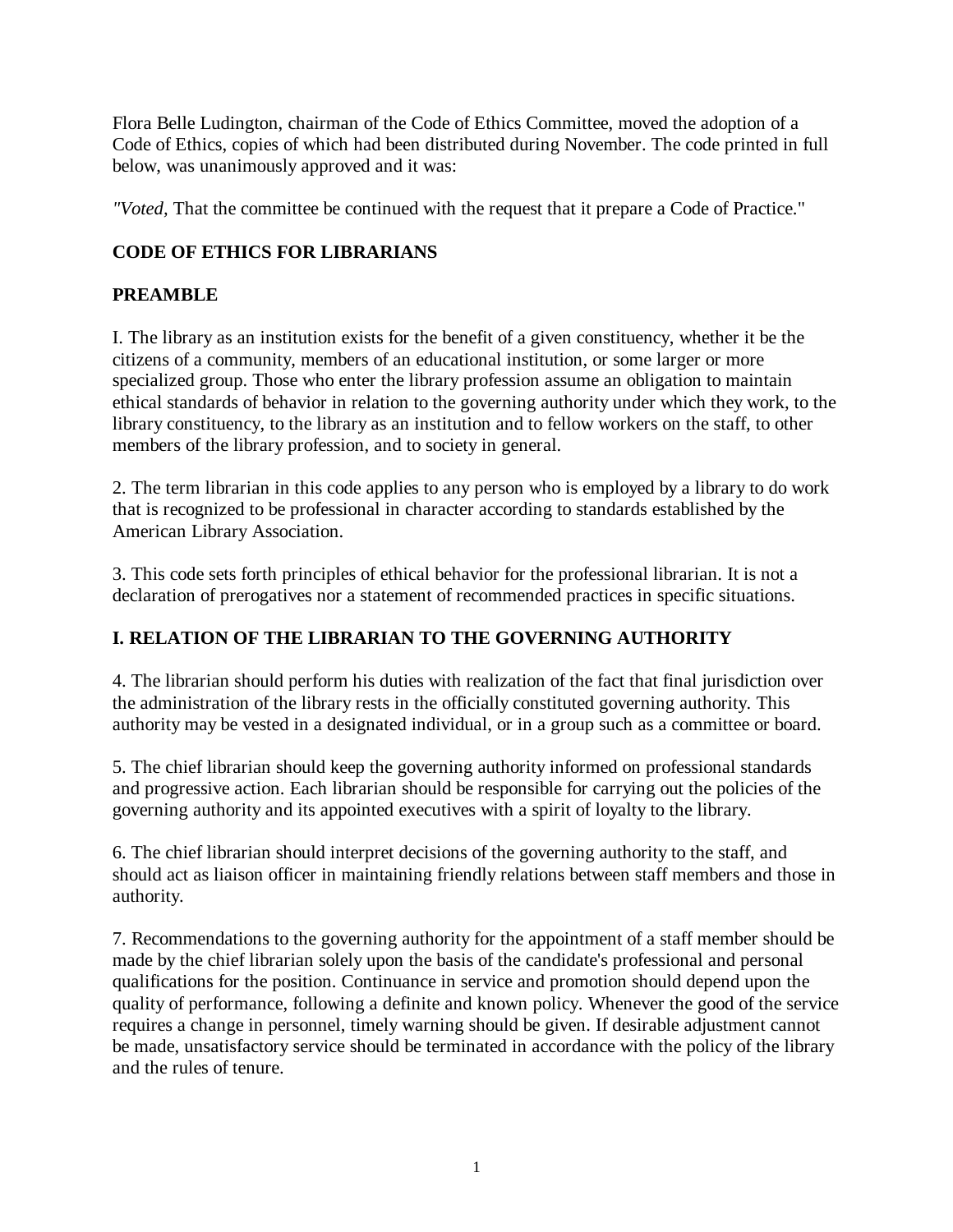Flora Belle Ludington, chairman of the Code of Ethics Committee, moved the adoption of a Code of Ethics, copies of which had been distributed during November. The code printed in full below, was unanimously approved and it was:

*"Voted,* That the committee be continued with the request that it prepare a Code of Practice."

## CODE OF ETHICS FOR LIBRARIANS

### PREAMBLE

I. The library as an institution exists for the benefit of a given constituency, whether it be the citizens of a community, members of an educational institution, or some larger or more specialized group. Those who enter the library profession assume an obligation to maintain ethical standards of behavior in relation to the governing authority under which they work, to the library constituency, to the library as an institution and to fellow workers on the staff, to other members of the library profession, and to society in general.

2. The term librarian in this code applies to any person who is employed by a library to do work that is recognized to be professional in character according to standards established by the American Library Association.

3. This code sets forth principles of ethical behavior for the professional librarian. It is not a declaration of prerogatives nor a statement of recommended practices in specific situations.

### I. RELATION OF THE LIBRARIAN TO THE GOVERNING AUTHORITY

4. The librarian should perform his duties with realization of the fact that final jurisdiction over the administration of the library rests in the officially constituted governing authority. This authority may be vested in a designated individual, or in a group such as a committee or board.

5. The chief librarian should keep the governing authority informed on professional standards and progressive action. Each librarian should be responsible for carrying out the policies of the governing authority and its appointed executives with a spirit of loyalty to the library.

6. The chief librarian should interpret decisions of the governing authority to the staff, and should act as liaison officer in maintaining friendly relations between staff members and those in authority.

7. Recommendations to the governing authority for the appointment of a staff member should be made by the chief librarian solely upon the basis of the candidate's professional and personal qualifications for the position. Continuance in service and promotion should depend upon the quality of performance, following a definite and known policy. Whenever the good of the service requires a change in personnel, timely warning should be given. If desirable adjustment cannot be made, unsatisfactory service should be terminated in accordance with the policy of the library and the rules of tenure.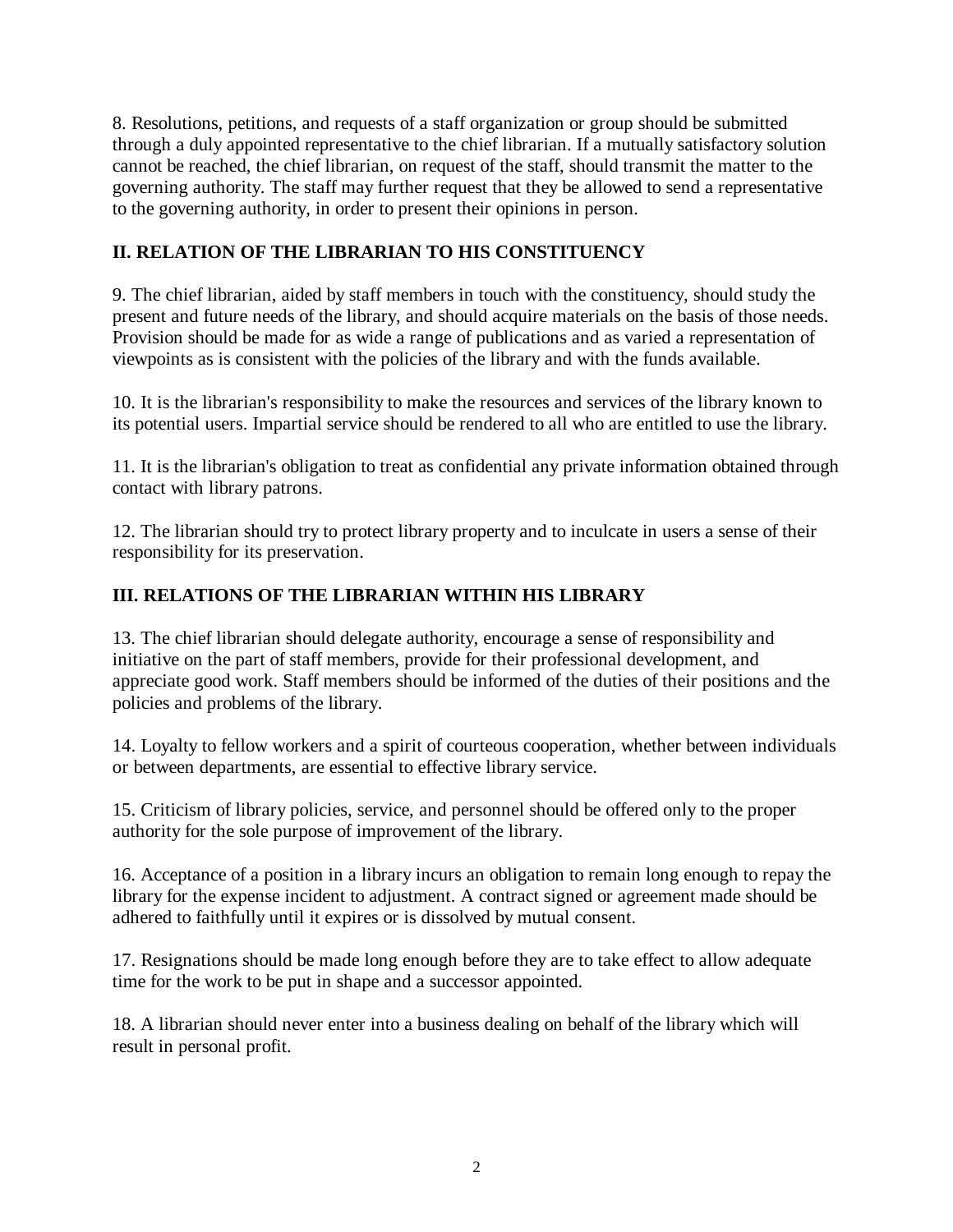8. Resolutions, petitions, and requests of a staff organization or group should be submitted through a duly appointed representative to the chief librarian. If a mutually satisfactory solution cannot be reached, the chief librarian, on request of the staff, should transmit the matter to the governing authority. The staff may further request that they be allowed to send a representative to the governing authority, in order to present their opinions in person.

## II. RELATION OF THE LIBRARIAN TO HIS CONSTITUENCY

9. The chief librarian, aided by staff members in touch with the constituency, should study the present and future needs of the library, and should acquire materials on the basis of those needs. Provision should be made for as wide a range of publications and as varied a representation of viewpoints as is consistent with the policies of the library and with the funds available.

10. It is the librarian's responsibility to make the resources and services of the library known to its potential users. Impartial service should be rendered to all who are entitled to use the library.

11. It is the librarian's obligation to treat as confidential any private information obtained through contact with library patrons.

12. The librarian should try to protect library property and to inculcate in users a sense of their responsibility for its preservation.

## III. RELATIONS OF THE LIBRARIAN WITHIN HIS LIBRARY

13. The chief librarian should delegate authority, encourage a sense of responsibility and initiative on the part of staff members, provide for their professional development, and appreciate good work. Staff members should be informed of the duties of their positions and the policies and problems of the library.

14. Loyalty to fellow workers and a spirit of courteous cooperation, whether between individuals or between departments, are essential to effective library service.

15. Criticism of library policies, service, and personnel should be offered only to the proper authority for the sole purpose of improvement of the library.

16. Acceptance of a position in a library incurs an obligation to remain long enough to repay the library for the expense incident to adjustment. A contract signed or agreement made should be adhered to faithfully until it expires or is dissolved by mutual consent.

17. Resignations should be made long enough before they are to take effect to allow adequate time for the work to be put in shape and a successor appointed.

18. A librarian should never enter into a business dealing on behalf of the library which will result in personal profit.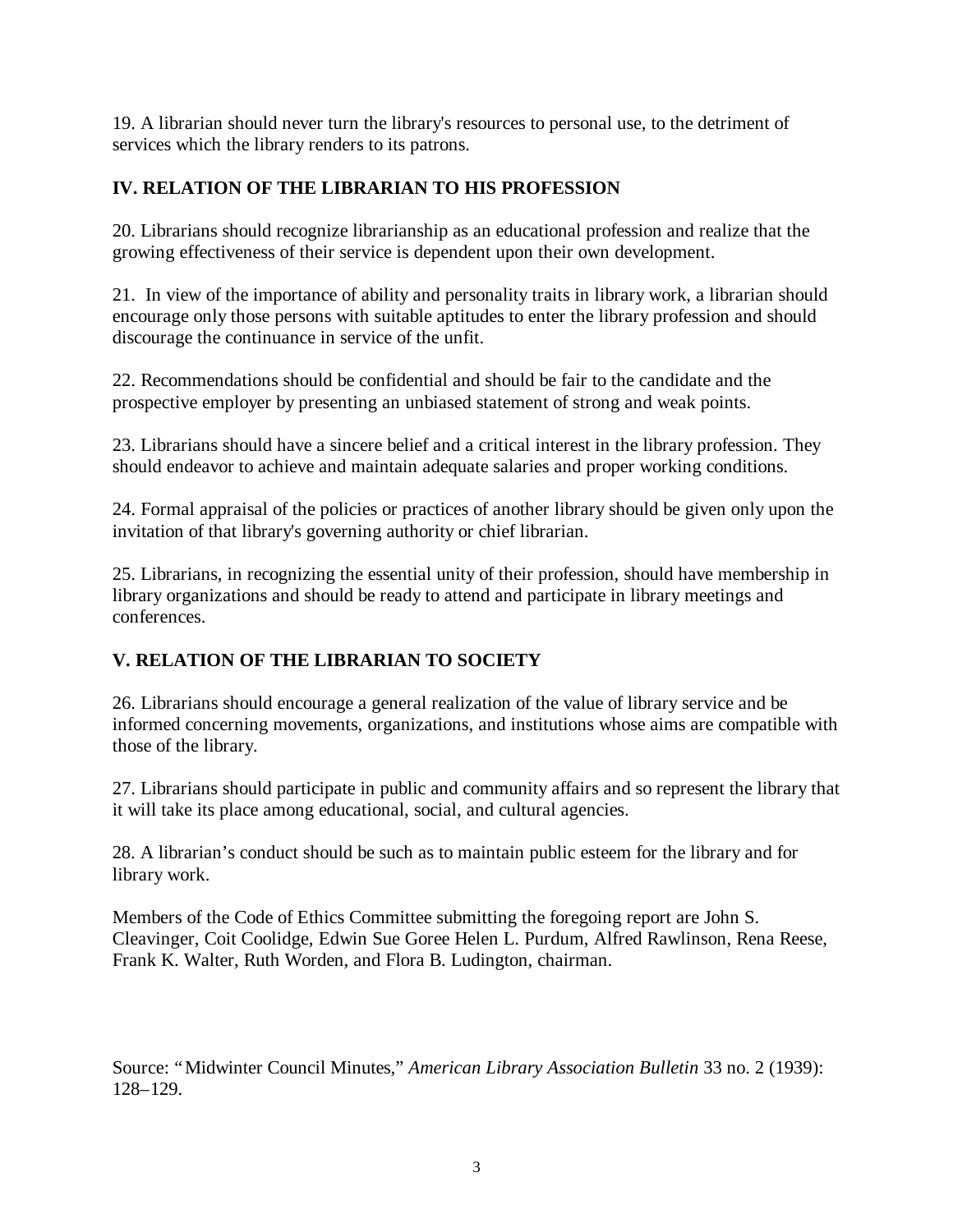19. A librarian should never turn the library's resources to personal use, to the detriment of services which the library renders to its patrons.

### IV. RELATION OF THE LIBRARIAN TO HIS PROFESSION

20. Librarians should recognize librarianship as an educational profession and realize that the growing effectiveness of their service is dependent upon their own development.

21. In view of the importance of ability and personality traits in library work, a librarian should encourage only those persons with suitable aptitudes to enter the library profession and should discourage the continuance in service of the unfit.

22. Recommendations should be confidential and should be fair to the candidate and the prospective employer by presenting an unbiased statement of strong and weak points.

23. Librarians should have a sincere belief and a critical interest in the library profession. They should endeavor to achieve and maintain adequate salaries and proper working conditions.

24. Formal appraisal of the policies or practices of another library should be given only upon the invitation of that library's governing authority or chief librarian.

25. Librarians, in recognizing the essential unity of their profession, should have membership in library organizations and should be ready to attend and participate in library meetings and conferences.

### V. RELATION OF THE LIBRARIAN TO SOCIETY

26. Librarians should encourage a general realization of the value of library service and be informed concerning movements, organizations, and institutions whose aims are compatible with those of the library.

27. Librarians should participate in public and community affairs and so represent the library that it will take its place among educational, social, and cultural agencies.

28. A librarian's conduct should be such as to maintain public esteem for the library and for library work.

Members of the Code of Ethics Committee submitting the foregoing report are John S. Cleavinger, Coit Coolidge, Edwin Sue Goree Helen L. Purdum, Alfred Rawlinson, Rena Reese, Frank K. Walter, Ruth Worden, and Flora B. Ludington, chairman.

Source: "Midwinter Council Minutes," *American Library Association Bulletin* 33 no. 2 (1939): 128–129.